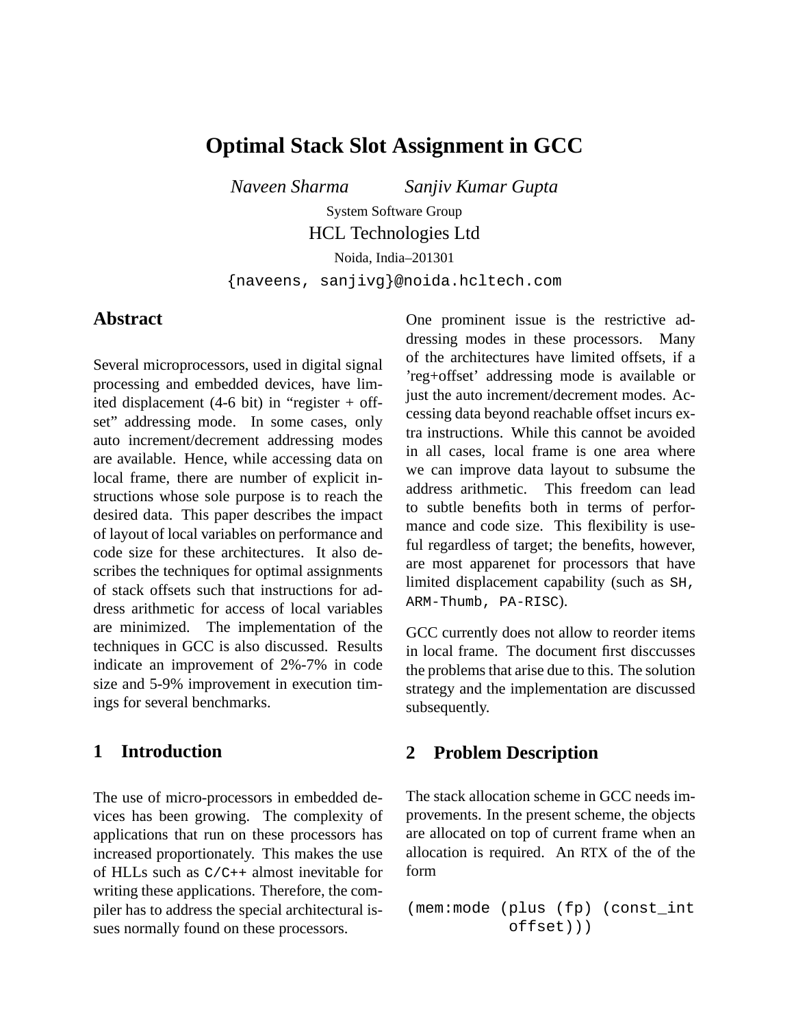# Optimal Stack Slot Assignment in GCC

*Naveen Sharma* *Sanjiv Kumar Gupta*

System Software Group

HCL Technologies Ltd

Noida, India–201301

{naveens, sanjivg}@noida.hcltech.com

## Abstract

Several microprocessors, used in digital signal processing and embedded devices, have limited displacement (4-6 bit) in "register + offset" addressing mode. In some cases, only auto increment/decrement addressing modes are available. Hence, while accessing data on local frame, there are number of explicit instructions whose sole purpose is to reach the desired data. This paper describes the impact of layout of local variables on performance and code size for these architectures. It also describes the techniques for optimal assignments of stack offsets such that instructions for address arithmetic for access of local variables are minimized. The implementation of the techniques in GCC is also discussed. Results indicate an improvement of 2%-7% in code size and 5-9% improvement in execution timings for several benchmarks.

## 1 Introduction

The use of micro-processors in embedded devices has been growing. The complexity of applications that run on these processors has increased proportionately. This makes the use of HLLs such as `C/C++` almost inevitable for writing these applications. Therefore, the compiler has to address the special architectural issues normally found on these processors.

One prominent issue is the restrictive addressing modes in these processors. Many of the architectures have limited offsets, if a 'reg+offset' addressing mode is available or just the auto increment/decrement modes. Accessing data beyond reachable offset incurs extra instructions. While this cannot be avoided in all cases, local frame is one area where we can improve data layout to subsume the address arithmetic. This freedom can lead to subtle benefits both in terms of performance and code size. This flexibility is useful regardless of target; the benefits, however, are most apparenet for processors that have limited displacement capability (such as `SH, ARM-Thumb, PA-RISC`).

GCC currently does not allow to reorder items in local frame. The document first disccusses the problems that arise due to this. The solution strategy and the implementation are discussed subsequently.

## 2 Problem Description

The stack allocation scheme in GCC needs improvements. In the present scheme, the objects are allocated on top of current frame when an allocation is required. An RTX of the of the form

```
(mem:mode (plus (fp) (const_int
          offset)))
```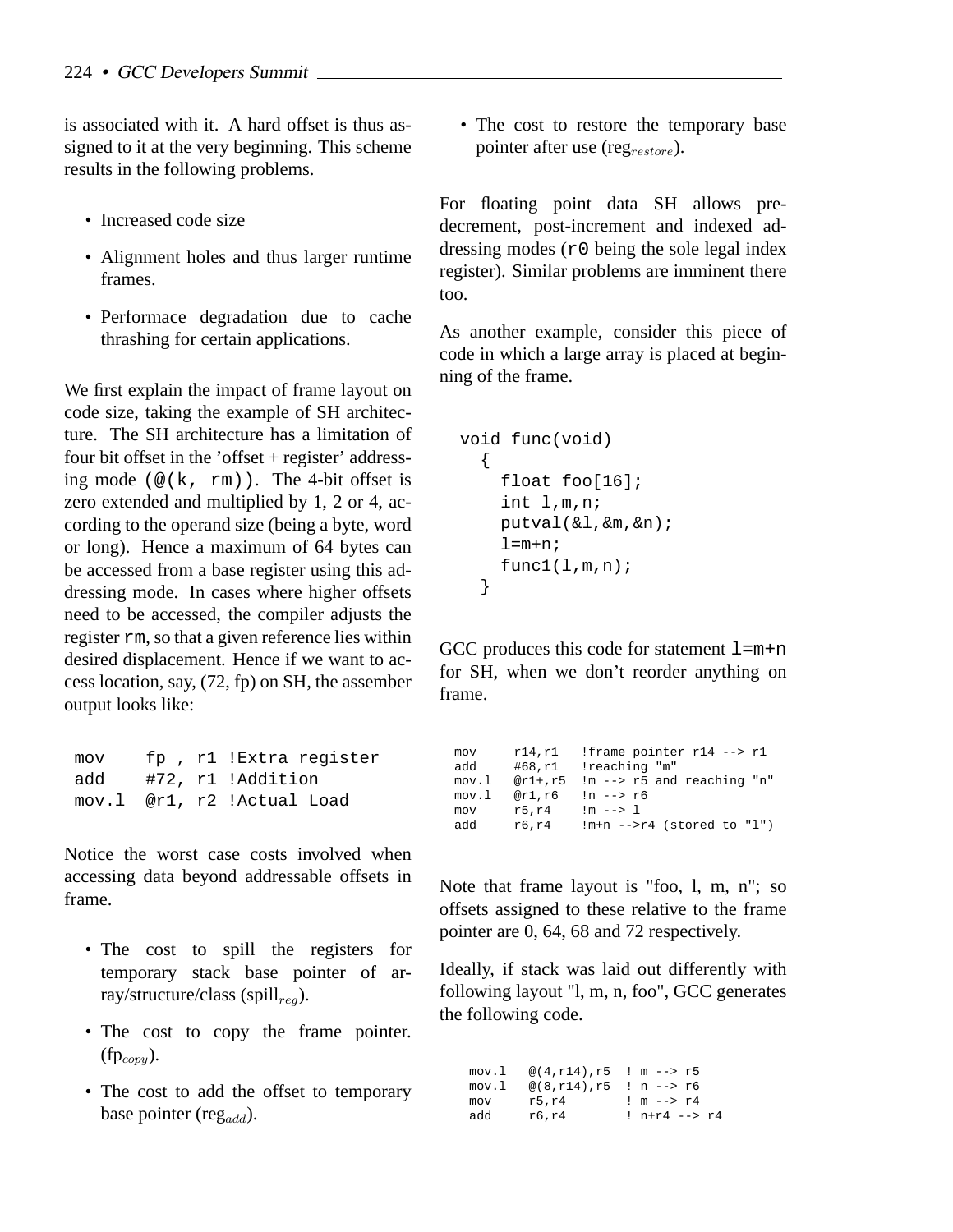is associated with it. A hard offset is thus assigned to it at the very beginning. This scheme results in the following problems.

- Increased code size
- Alignment holes and thus larger runtime frames.
- Performace degradation due to cache thrashing for certain applications.

We first explain the impact of frame layout on code size, taking the example of SH architecture. The SH architecture has a limitation of four bit offset in the 'offset + register' addressing mode `(@(k, rm))`. The 4-bit offset is zero extended and multiplied by 1, 2 or 4, according to the operand size (being a byte, word or long). Hence a maximum of 64 bytes can be accessed from a base register using this addressing mode. In cases where higher offsets need to be accessed, the compiler adjusts the register `rm`, so that a given reference lies within desired displacement. Hence if we want to access location, say, (72, fp) on SH, the assember output looks like:

```
mov    fp , r1 !Extra register
add    #72, r1 !Addition
mov.l  @r1, r2 !Actual Load
```

Notice the worst case costs involved when accessing data beyond addressable offsets in frame.

- The cost to spill the registers for temporary stack base pointer of array/structure/class (spill$_{reg}$).
- The cost to copy the frame pointer. (fp$_{copy}$).
- The cost to add the offset to temporary base pointer (reg$_{add}$).
- The cost to restore the temporary base pointer after use (reg$_{restore}$).

For floating point data SH allows predecrement, post-increment and indexed addressing modes (`r0` being the sole legal index register). Similar problems are imminent there too.

As another example, consider this piece of code in which a large array is placed at beginning of the frame.

```
void func(void)
  {
    float foo[16];
    int l,m,n;
    putval(&l,&m,&n);
    l=m+n;
    func1(l,m,n);
  }
```

GCC produces this code for statement `l=m+n` for SH, when we don't reorder anything on frame.

```
mov     r14,r1   !frame pointer r14 --> r1
add     #68,r1   !reaching "m"
mov.l   @r1+,r5  !m --> r5 and reaching "n"
mov.l   @r1,r6   !n --> r6
mov     r5,r4    !m --> l
add     r6,r4    !m+n -->r4 (stored to "l")
```

Note that frame layout is "foo, l, m, n"; so offsets assigned to these relative to the frame pointer are 0, 64, 68 and 72 respectively.

Ideally, if stack was laid out differently with following layout "l, m, n, foo", GCC generates the following code.

```
mov.l   @(4,r14),r5  ! m --> r5
mov.l   @(8,r14),r5  ! n --> r6
mov     r5,r4        ! m --> r4
add     r6,r4        ! n+r4 --> r4
```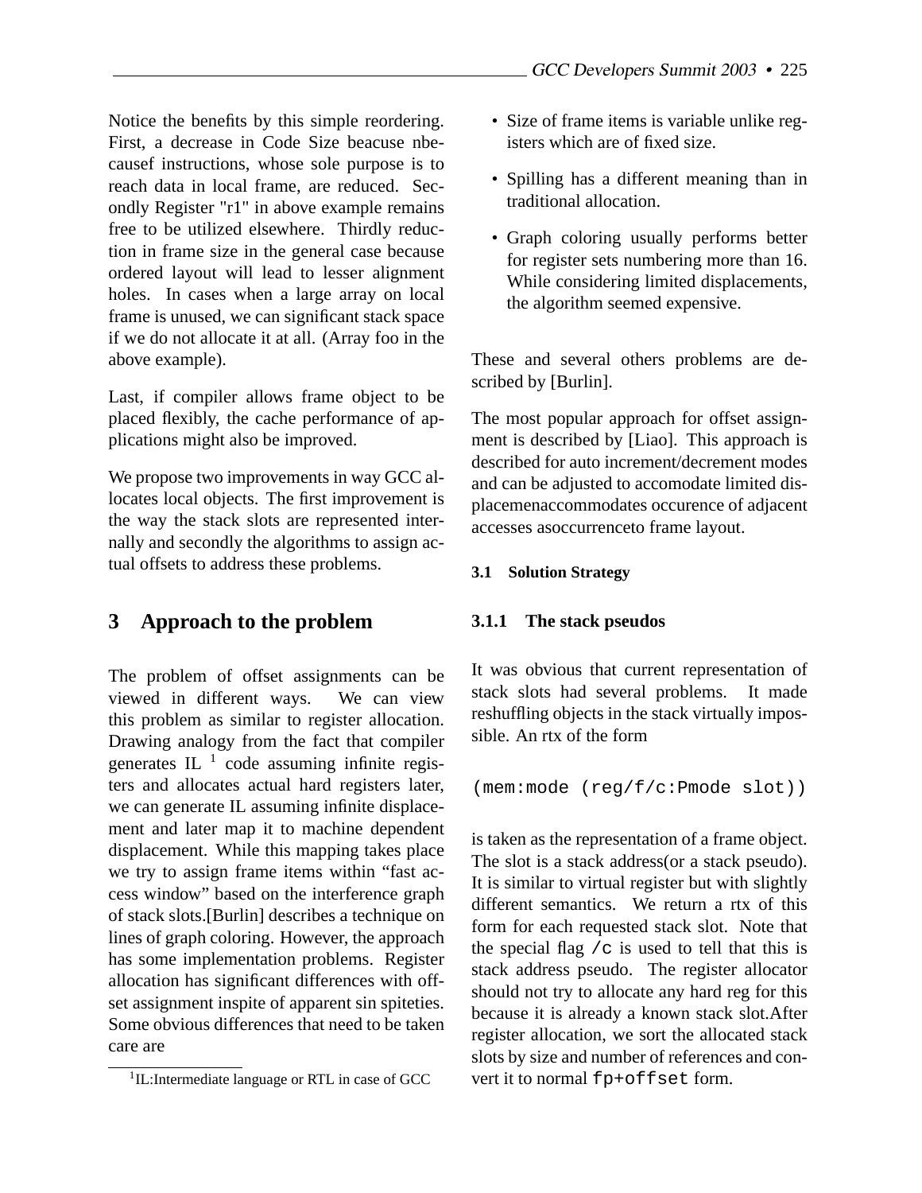Notice the benefits by this simple reordering. First, a decrease in Code Size beacuse nbecausef instructions, whose sole purpose is to reach data in local frame, are reduced. Secondly Register "r1" in above example remains free to be utilized elsewhere. Thirdly reduction in frame size in the general case because ordered layout will lead to lesser alignment holes. In cases when a large array on local frame is unused, we can significant stack space if we do not allocate it at all. (Array foo in the above example).

Last, if compiler allows frame object to be placed flexibly, the cache performance of applications might also be improved.

We propose two improvements in way GCC allocates local objects. The first improvement is the way the stack slots are represented internally and secondly the algorithms to assign actual offsets to address these problems.

## 3 Approach to the problem

The problem of offset assignments can be viewed in different ways. We can view this problem as similar to register allocation. Drawing analogy from the fact that compiler generates IL [1] code assuming infinite registers and allocates actual hard registers later, we can generate IL assuming infinite displacement and later map it to machine dependent displacement. While this mapping takes place we try to assign frame items within "fast access window" based on the interference graph of stack slots.[Burlin] describes a technique on lines of graph coloring. However, the approach has some implementation problems. Register allocation has significant differences with offset assignment inspite of apparent sin spiteties. Some obvious differences that need to be taken care are

- Size of frame items is variable unlike registers which are of fixed size.
- Spilling has a different meaning than in traditional allocation.
- Graph coloring usually performs better for register sets numbering more than 16. While considering limited displacements, the algorithm seemed expensive.

These and several others problems are described by [Burlin].

The most popular approach for offset assignment is described by [Liao]. This approach is described for auto increment/decrement modes and can be adjusted to accomodate limited displacemenaccommodates occurence of adjacent accesses asoccurrenceto frame layout.

### 3.1 Solution Strategy

#### 3.1.1 The stack pseudos

It was obvious that current representation of stack slots had several problems. It made reshuffling objects in the stack virtually impossible. An rtx of the form

```
(mem:mode (reg/f/c:Pmode slot))
```

is taken as the representation of a frame object. The slot is a stack address(or a stack pseudo). It is similar to virtual register but with slightly different semantics. We return a rtx of this form for each requested stack slot. Note that the special flag `/c` is used to tell that this is stack address pseudo. The register allocator should not try to allocate any hard reg for this because it is already a known stack slot.After register allocation, we sort the allocated stack slots by size and number of references and convert it to normal `fp+offset` form.

[1] IL:Intermediate language or RTL in case of GCC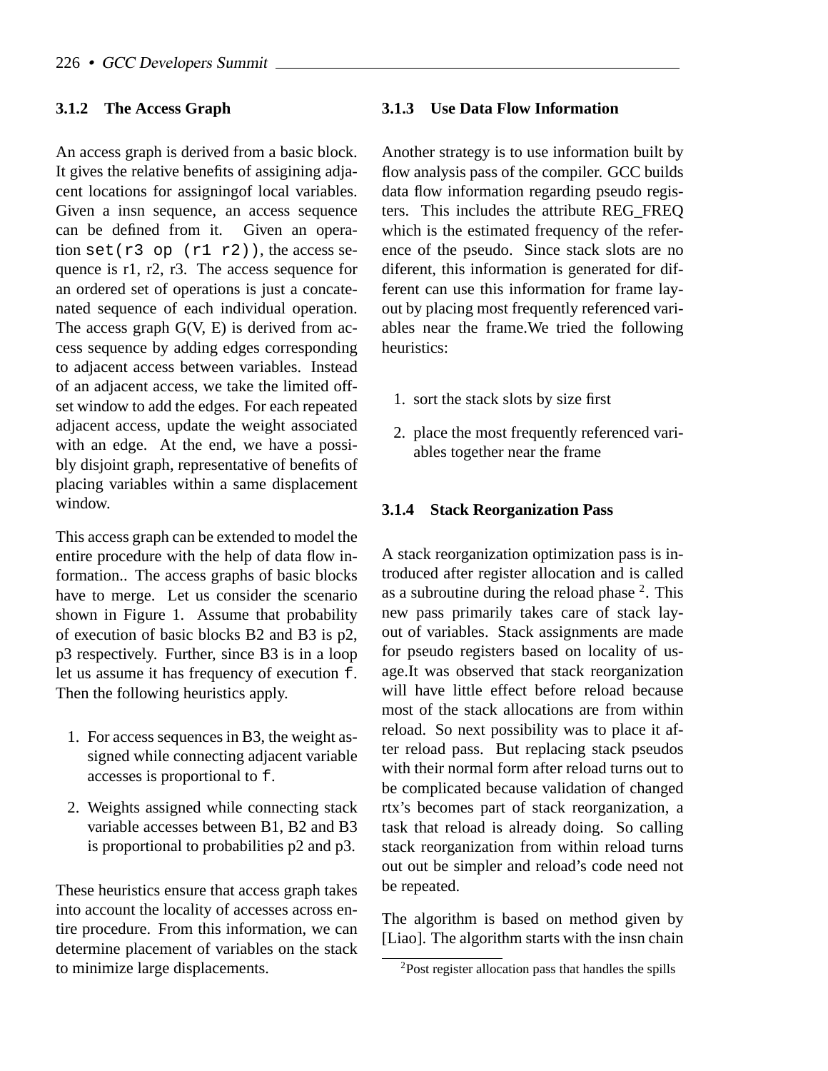### 3.1.2 The Access Graph

An access graph is derived from a basic block. It gives the relative benefits of assigining adjacent locations for assigningof local variables. Given a insn sequence, an access sequence can be defined from it. Given an operation `set(r3 op (r1 r2))`, the access sequence is r1, r2, r3. The access sequence for an ordered set of operations is just a concatenated sequence of each individual operation. The access graph G(V, E) is derived from access sequence by adding edges corresponding to adjacent access between variables. Instead of an adjacent access, we take the limited offset window to add the edges. For each repeated adjacent access, update the weight associated with an edge. At the end, we have a possibly disjoint graph, representative of benefits of placing variables within a same displacement window.

This access graph can be extended to model the entire procedure with the help of data flow information.. The access graphs of basic blocks have to merge. Let us consider the scenario shown in Figure 1. Assume that probability of execution of basic blocks B2 and B3 is p2, p3 respectively. Further, since B3 is in a loop let us assume it has frequency of execution `f`. Then the following heuristics apply.

1. For access sequences in B3, the weight assigned while connecting adjacent variable accesses is proportional to `f`.
2. Weights assigned while connecting stack variable accesses between B1, B2 and B3 is proportional to probabilities p2 and p3.

These heuristics ensure that access graph takes into account the locality of accesses across entire procedure. From this information, we can determine placement of variables on the stack to minimize large displacements.

### 3.1.3 Use Data Flow Information

Another strategy is to use information built by flow analysis pass of the compiler. GCC builds data flow information regarding pseudo registers. This includes the attribute REG_FREQ which is the estimated frequency of the reference of the pseudo. Since stack slots are no diferent, this information is generated for different can use this information for frame layout by placing most frequently referenced variables near the frame.We tried the following heuristics:

1. sort the stack slots by size first
2. place the most frequently referenced variables together near the frame

### 3.1.4 Stack Reorganization Pass

A stack reorganization optimization pass is introduced after register allocation and is called as a subroutine during the reload phase [2]. This new pass primarily takes care of stack layout of variables. Stack assignments are made for pseudo registers based on locality of usage.It was observed that stack reorganization will have little effect before reload because most of the stack allocations are from within reload. So next possibility was to place it after reload pass. But replacing stack pseudos with their normal form after reload turns out to be complicated because validation of changed rtx's becomes part of stack reorganization, a task that reload is already doing. So calling stack reorganization from within reload turns out out be simpler and reload's code need not be repeated.

The algorithm is based on method given by [Liao]. The algorithm starts with the insn chain

[2] Post register allocation pass that handles the spills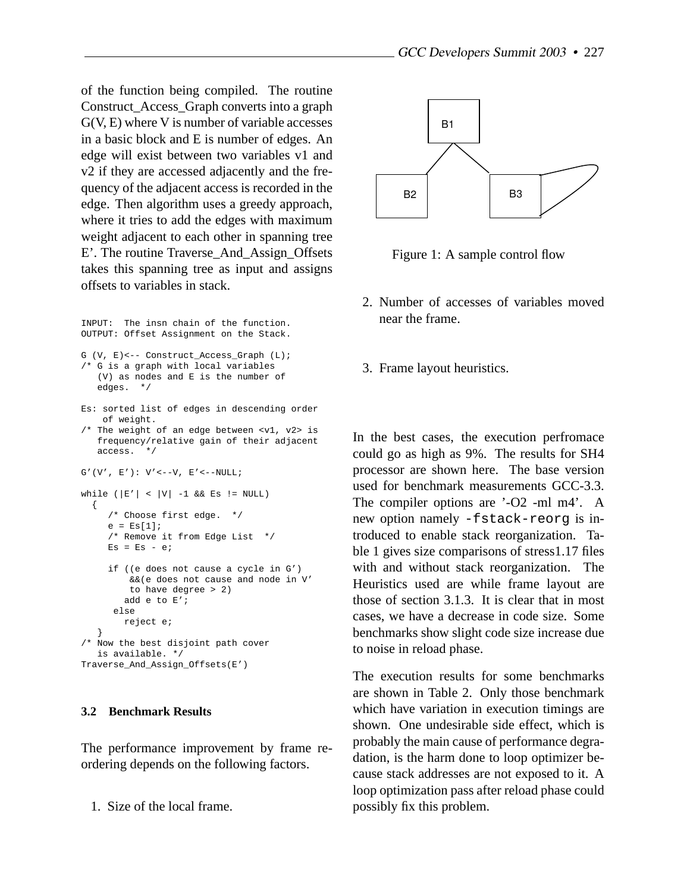of the function being compiled. The routine Construct_Access_Graph converts into a graph G(V, E) where V is number of variable accesses in a basic block and E is number of edges. An edge will exist between two variables v1 and v2 if they are accessed adjacently and the frequency of the adjacent access is recorded in the edge. Then algorithm uses a greedy approach, where it tries to add the edges with maximum weight adjacent to each other in spanning tree E'. The routine Traverse_And_Assign_Offsets takes this spanning tree as input and assigns offsets to variables in stack.

```
INPUT:  The insn chain of the function.
OUTPUT: Offset Assignment on the Stack.

G (V, E)<-- Construct_Access_Graph (L);
/* G is a graph with local variables
   (V) as nodes and E is the number of
   edges.  */

Es: sorted list of edges in descending order
    of weight.
/* The weight of an edge between <v1, v2> is
   frequency/relative gain of their adjacent
   access.  */

G'(V', E'): V'<--V, E'<--NULL;

while (|E'| < |V| -1 && Es != NULL)
  {
     /* Choose first edge.  */
     e = Es[1];
     /* Remove it from Edge List  */
     Es = Es - e;

     if ((e does not cause a cycle in G')
         &&(e does not cause and node in V'
         to have degree > 2)
        add e to E';
      else
        reject e;
   }
/* Now the best disjoint path cover
   is available. */
Traverse_And_Assign_Offsets(E')
```

### 3.2 Benchmark Results

The performance improvement by frame reordering depends on the following factors.

1. Size of the local frame.

B1

B2 B3

Figure 1: A sample control flow

2. Number of accesses of variables moved near the frame.

3. Frame layout heuristics.

In the best cases, the execution perfromace could go as high as 9%. The results for SH4 processor are shown here. The base version used for benchmark measurements GCC-3.3. The compiler options are '-O2 -ml m4'. A new option namely `-fstack-reorg` is introduced to enable stack reorganization. Table 1 gives size comparisons of stress1.17 files with and without stack reorganization. The Heuristics used are while frame layout are those of section 3.1.3. It is clear that in most cases, we have a decrease in code size. Some benchmarks show slight code size increase due to noise in reload phase.

The execution results for some benchmarks are shown in Table 2. Only those benchmark which have variation in execution timings are shown. One undesirable side effect, which is probably the main cause of performance degradation, is the harm done to loop optimizer because stack addresses are not exposed to it. A loop optimization pass after reload phase could possibly fix this problem.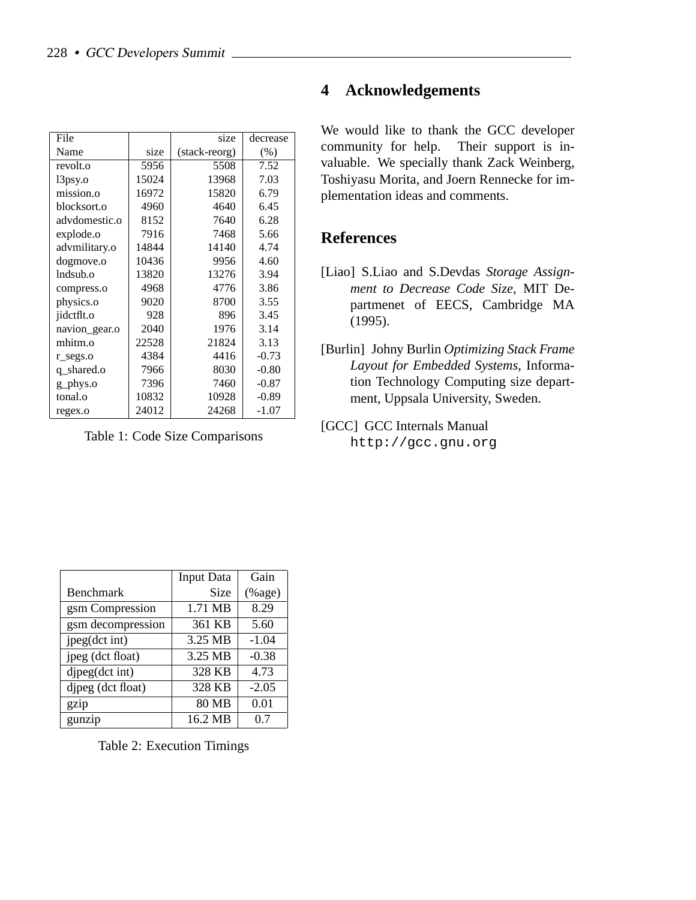| File Name | size | size (stack-reorg) | decrease (%) |
|---|---|---|---|
| revolt.o | 5956 | 5508 | 7.52 |
| l3psy.o | 15024 | 13968 | 7.03 |
| mission.o | 16972 | 15820 | 6.79 |
| blocksort.o | 4960 | 4640 | 6.45 |
| advdomestic.o | 8152 | 7640 | 6.28 |
| explode.o | 7916 | 7468 | 5.66 |
| advmilitary.o | 14844 | 14140 | 4.74 |
| dogmove.o | 10436 | 9956 | 4.60 |
| lndsub.o | 13820 | 13276 | 3.94 |
| compress.o | 4968 | 4776 | 3.86 |
| physics.o | 9020 | 8700 | 3.55 |
| jidctflt.o | 928 | 896 | 3.45 |
| navion_gear.o | 2040 | 1976 | 3.14 |
| mhitm.o | 22528 | 21824 | 3.13 |
| r_segs.o | 4384 | 4416 | -0.73 |
| q_shared.o | 7966 | 8030 | -0.80 |
| g_phys.o | 7396 | 7460 | -0.87 |
| tonal.o | 10832 | 10928 | -0.89 |
| regex.o | 24012 | 24268 | -1.07 |

Table 1: Code Size Comparisons

| Benchmark | Input Data Size | Gain (%age) |
|---|---|---|
| gsm Compression | 1.71 MB | 8.29 |
| gsm decompression | 361 KB | 5.60 |
| jpeg(dct int) | 3.25 MB | -1.04 |
| jpeg (dct float) | 3.25 MB | -0.38 |
| djpeg(dct int) | 328 KB | 4.73 |
| djpeg (dct float) | 328 KB | -2.05 |
| gzip | 80 MB | 0.01 |
| gunzip | 16.2 MB | 0.7 |

Table 2: Execution Timings

## 4 Acknowledgements

We would like to thank the GCC developer community for help. Their support is invaluable. We specially thank Zack Weinberg, Toshiyasu Morita, and Joern Rennecke for implementation ideas and comments.

## References

[Liao] S.Liao and S.Devdas *Storage Assignment to Decrease Code Size*, MIT Departmenet of EECS, Cambridge MA (1995).

[Burlin] Johny Burlin *Optimizing Stack Frame Layout for Embedded Systems*, Information Technology Computing size department, Uppsala University, Sweden.

[GCC] GCC Internals Manual `http://gcc.gnu.org`